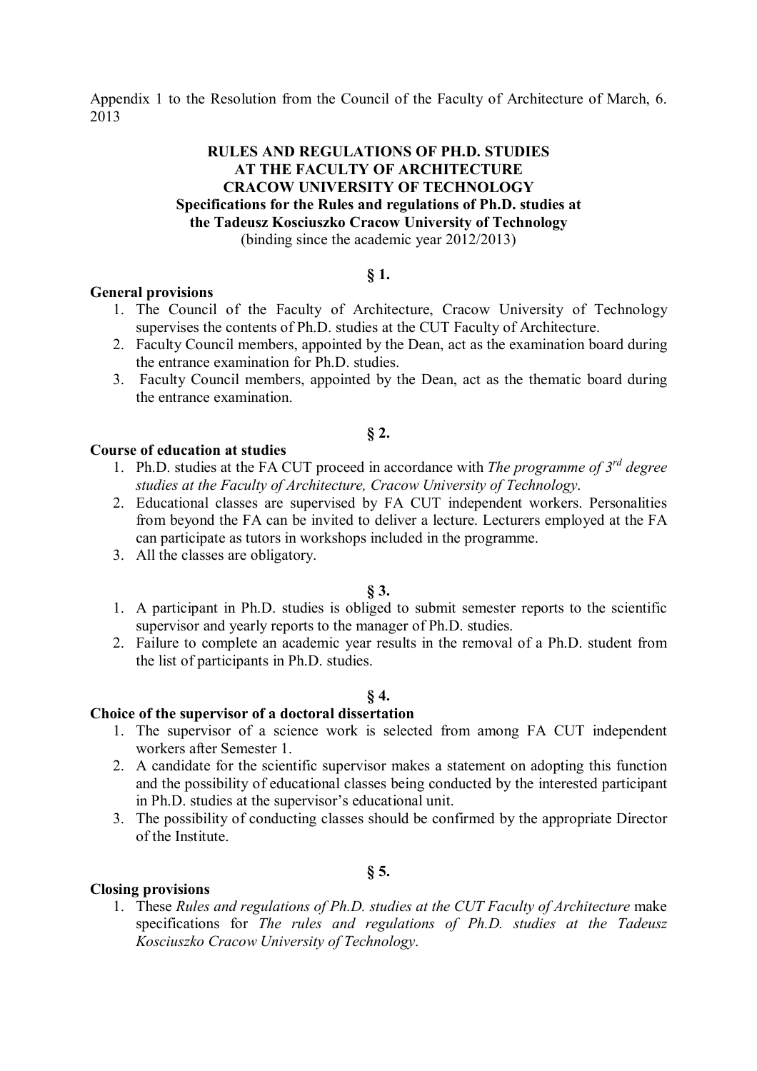Appendix 1 to the Resolution from the Council of the Faculty of Architecture of March, 6. 2013

**RULES AND REGULATIONS OF PH.D. STUDIES**
**AT THE FACULTY OF ARCHITECTURE**
**CRACOW UNIVERSITY OF TECHNOLOGY**
**Specifications for the Rules and regulations of Ph.D. studies at the Tadeusz Kosciuszko Cracow University of Technology**
(binding since the academic year 2012/2013)

**§ 1.**

**General provisions**

1. The Council of the Faculty of Architecture, Cracow University of Technology supervises the contents of Ph.D. studies at the CUT Faculty of Architecture.
2. Faculty Council members, appointed by the Dean, act as the examination board during the entrance examination for Ph.D. studies.
3. Faculty Council members, appointed by the Dean, act as the thematic board during the entrance examination.

**§ 2.**

**Course of education at studies**

1. Ph.D. studies at the FA CUT proceed in accordance with *The programme of 3rd degree studies at the Faculty of Architecture, Cracow University of Technology*.
2. Educational classes are supervised by FA CUT independent workers. Personalities from beyond the FA can be invited to deliver a lecture. Lecturers employed at the FA can participate as tutors in workshops included in the programme.
3. All the classes are obligatory.

**§ 3.**

1. A participant in Ph.D. studies is obliged to submit semester reports to the scientific supervisor and yearly reports to the manager of Ph.D. studies.
2. Failure to complete an academic year results in the removal of a Ph.D. student from the list of participants in Ph.D. studies.

**§ 4.**

**Choice of the supervisor of a doctoral dissertation**

1. The supervisor of a science work is selected from among FA CUT independent workers after Semester 1.
2. A candidate for the scientific supervisor makes a statement on adopting this function and the possibility of educational classes being conducted by the interested participant in Ph.D. studies at the supervisor's educational unit.
3. The possibility of conducting classes should be confirmed by the appropriate Director of the Institute.

**§ 5.**

**Closing provisions**

1. These *Rules and regulations of Ph.D. studies at the CUT Faculty of Architecture* make specifications for *The rules and regulations of Ph.D. studies at the Tadeusz Kosciuszko Cracow University of Technology*.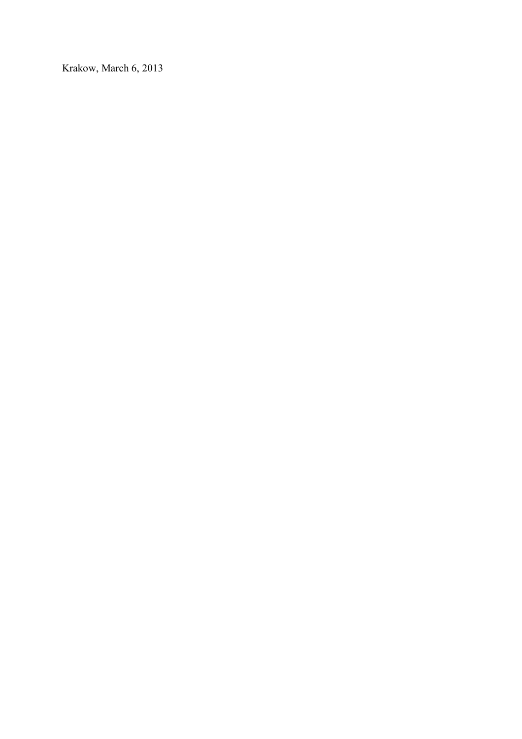Krakow, March 6, 2013